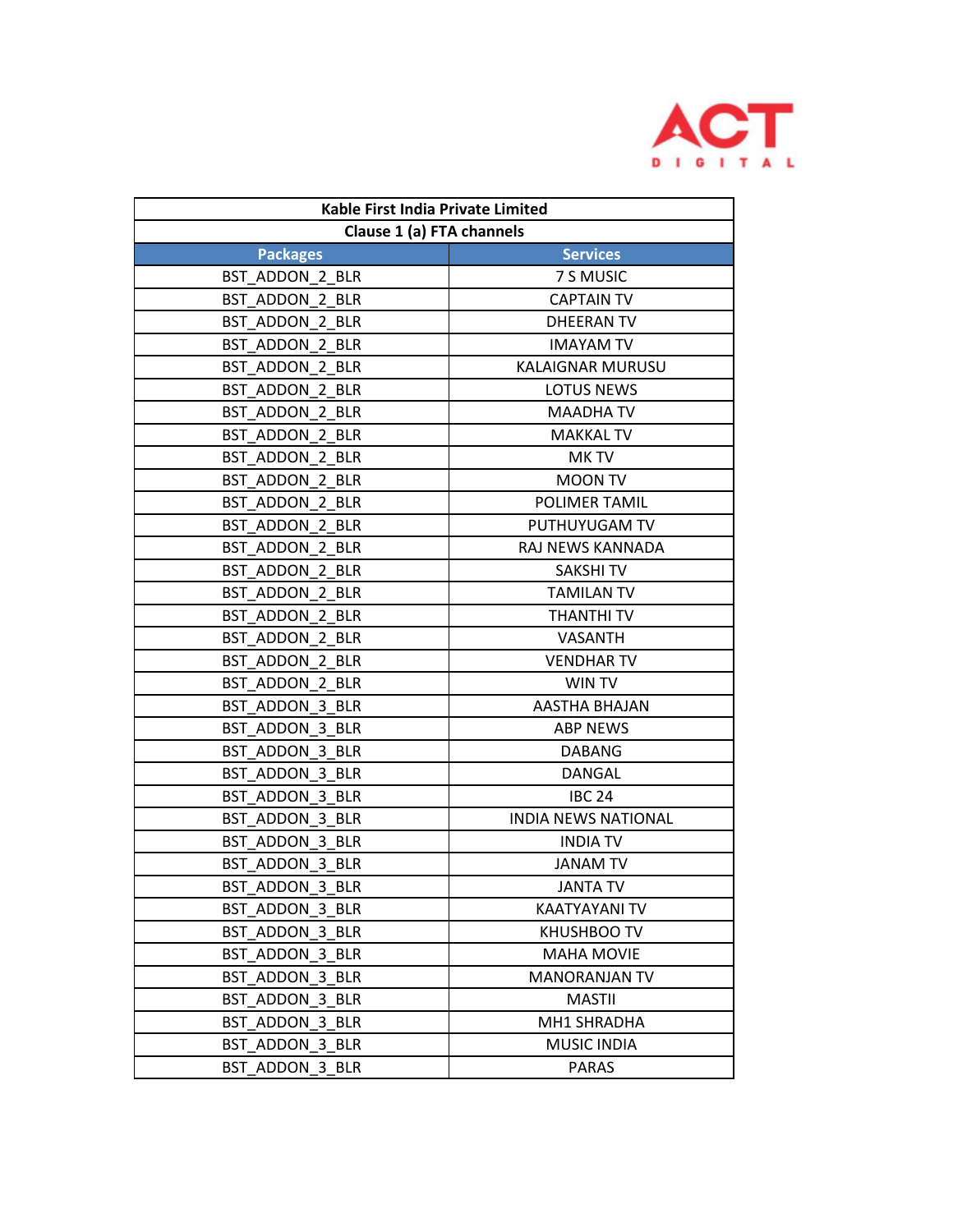ACT DIGITAL

| Kable First India Private Limited | |
|---|---|
| Clause 1 (a) FTA channels | |
| **Packages** | **Services** |
| BST_ADDON_2_BLR | 7 S MUSIC |
| BST_ADDON_2_BLR | CAPTAIN TV |
| BST_ADDON_2_BLR | DHEERAN TV |
| BST_ADDON_2_BLR | IMAYAM TV |
| BST_ADDON_2_BLR | KALAIGNAR MURUSU |
| BST_ADDON_2_BLR | LOTUS NEWS |
| BST_ADDON_2_BLR | MAADHA TV |
| BST_ADDON_2_BLR | MAKKAL TV |
| BST_ADDON_2_BLR | MK TV |
| BST_ADDON_2_BLR | MOON TV |
| BST_ADDON_2_BLR | POLIMER TAMIL |
| BST_ADDON_2_BLR | PUTHUYUGAM TV |
| BST_ADDON_2_BLR | RAJ NEWS KANNADA |
| BST_ADDON_2_BLR | SAKSHI TV |
| BST_ADDON_2_BLR | TAMILAN TV |
| BST_ADDON_2_BLR | THANTHI TV |
| BST_ADDON_2_BLR | VASANTH |
| BST_ADDON_2_BLR | VENDHAR TV |
| BST_ADDON_2_BLR | WIN TV |
| BST_ADDON_3_BLR | AASTHA BHAJAN |
| BST_ADDON_3_BLR | ABP NEWS |
| BST_ADDON_3_BLR | DABANG |
| BST_ADDON_3_BLR | DANGAL |
| BST_ADDON_3_BLR | IBC 24 |
| BST_ADDON_3_BLR | INDIA NEWS NATIONAL |
| BST_ADDON_3_BLR | INDIA TV |
| BST_ADDON_3_BLR | JANAM TV |
| BST_ADDON_3_BLR | JANTA TV |
| BST_ADDON_3_BLR | KAATYAYANI TV |
| BST_ADDON_3_BLR | KHUSHBOO TV |
| BST_ADDON_3_BLR | MAHA MOVIE |
| BST_ADDON_3_BLR | MANORANJAN TV |
| BST_ADDON_3_BLR | MASTII |
| BST_ADDON_3_BLR | MH1 SHRADHA |
| BST_ADDON_3_BLR | MUSIC INDIA |
| BST_ADDON_3_BLR | PARAS |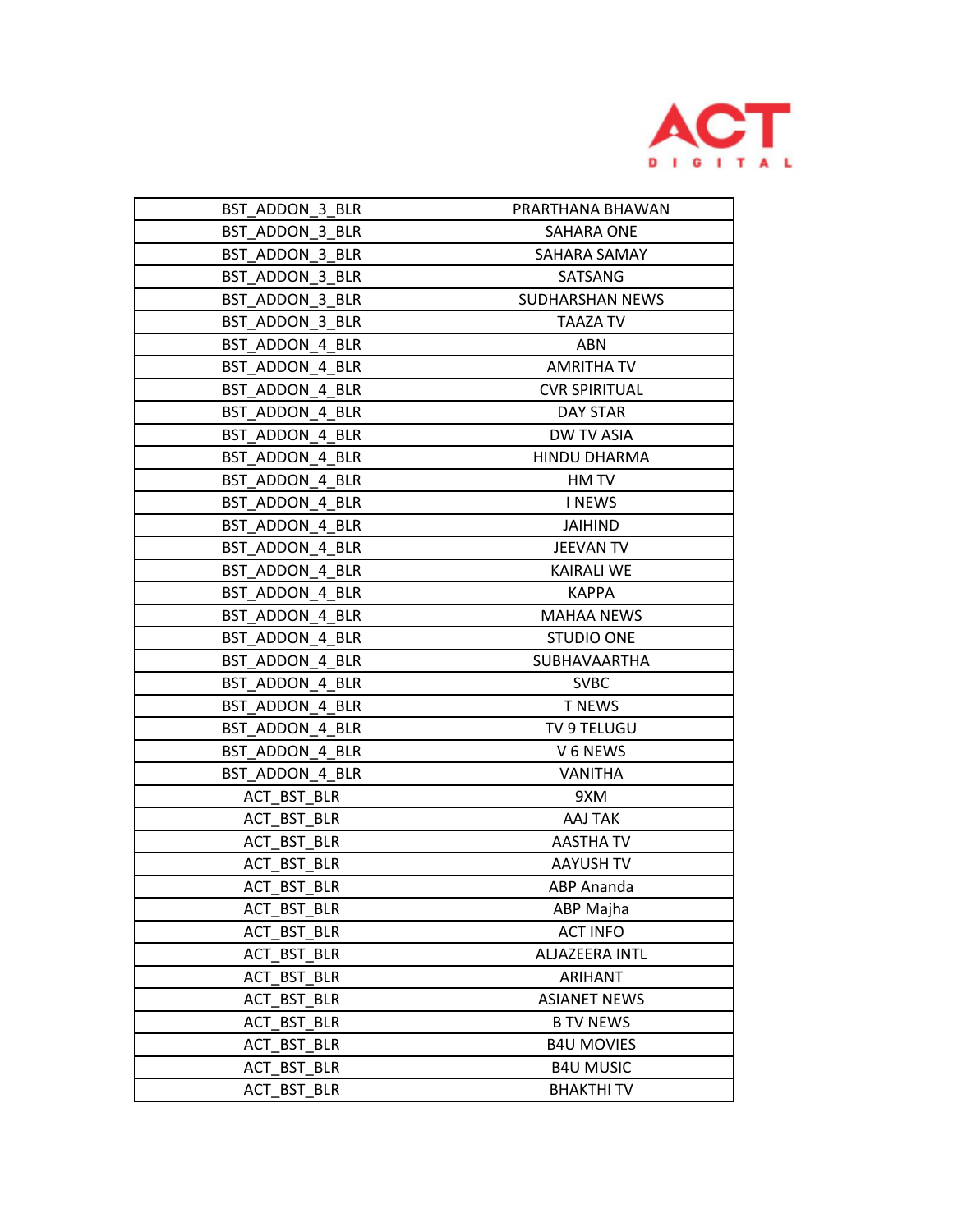| BST_ADDON_3_BLR | PRARTHANA BHAWAN |
|---|---|
| BST_ADDON_3_BLR | SAHARA ONE |
| BST_ADDON_3_BLR | SAHARA SAMAY |
| BST_ADDON_3_BLR | SATSANG |
| BST_ADDON_3_BLR | SUDHARSHAN NEWS |
| BST_ADDON_3_BLR | TAAZA TV |
| BST_ADDON_4_BLR | ABN |
| BST_ADDON_4_BLR | AMRITHA TV |
| BST_ADDON_4_BLR | CVR SPIRITUAL |
| BST_ADDON_4_BLR | DAY STAR |
| BST_ADDON_4_BLR | DW TV ASIA |
| BST_ADDON_4_BLR | HINDU DHARMA |
| BST_ADDON_4_BLR | HM TV |
| BST_ADDON_4_BLR | I NEWS |
| BST_ADDON_4_BLR | JAIHIND |
| BST_ADDON_4_BLR | JEEVAN TV |
| BST_ADDON_4_BLR | KAIRALI WE |
| BST_ADDON_4_BLR | KAPPA |
| BST_ADDON_4_BLR | MAHAA NEWS |
| BST_ADDON_4_BLR | STUDIO ONE |
| BST_ADDON_4_BLR | SUBHAVAARTHA |
| BST_ADDON_4_BLR | SVBC |
| BST_ADDON_4_BLR | T NEWS |
| BST_ADDON_4_BLR | TV 9 TELUGU |
| BST_ADDON_4_BLR | V 6 NEWS |
| BST_ADDON_4_BLR | VANITHA |
| ACT_BST_BLR | 9XM |
| ACT_BST_BLR | AAJ TAK |
| ACT_BST_BLR | AASTHA TV |
| ACT_BST_BLR | AAYUSH TV |
| ACT_BST_BLR | ABP Ananda |
| ACT_BST_BLR | ABP Majha |
| ACT_BST_BLR | ACT INFO |
| ACT_BST_BLR | ALJAZEERA INTL |
| ACT_BST_BLR | ARIHANT |
| ACT_BST_BLR | ASIANET NEWS |
| ACT_BST_BLR | B TV NEWS |
| ACT_BST_BLR | B4U MOVIES |
| ACT_BST_BLR | B4U MUSIC |
| ACT_BST_BLR | BHAKTHI TV |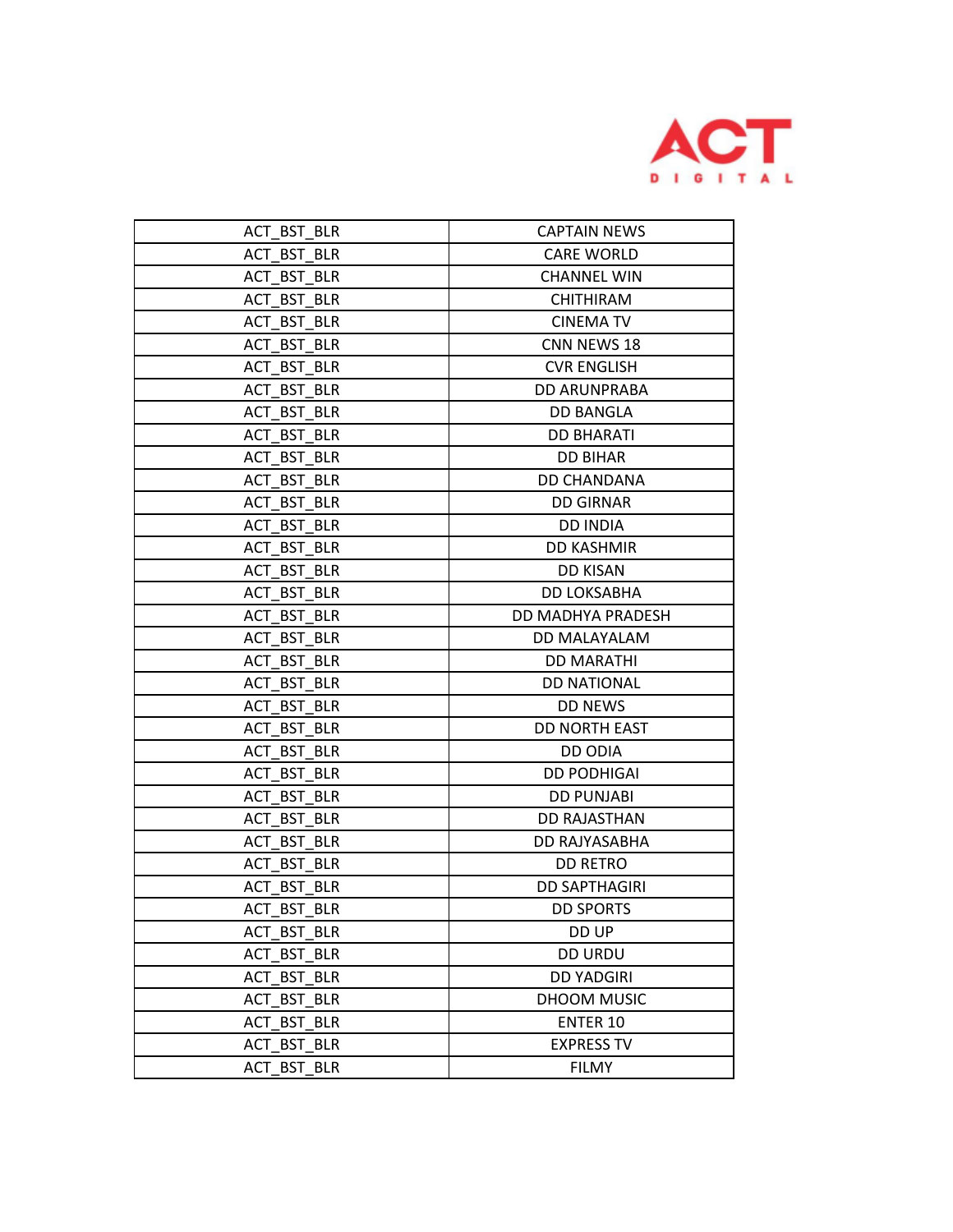| ACT_BST_BLR | CAPTAIN NEWS |
|---|---|
| ACT_BST_BLR | CARE WORLD |
| ACT_BST_BLR | CHANNEL WIN |
| ACT_BST_BLR | CHITHIRAM |
| ACT_BST_BLR | CINEMA TV |
| ACT_BST_BLR | CNN NEWS 18 |
| ACT_BST_BLR | CVR ENGLISH |
| ACT_BST_BLR | DD ARUNPRABA |
| ACT_BST_BLR | DD BANGLA |
| ACT_BST_BLR | DD BHARATI |
| ACT_BST_BLR | DD BIHAR |
| ACT_BST_BLR | DD CHANDANA |
| ACT_BST_BLR | DD GIRNAR |
| ACT_BST_BLR | DD INDIA |
| ACT_BST_BLR | DD KASHMIR |
| ACT_BST_BLR | DD KISAN |
| ACT_BST_BLR | DD LOKSABHA |
| ACT_BST_BLR | DD MADHYA PRADESH |
| ACT_BST_BLR | DD MALAYALAM |
| ACT_BST_BLR | DD MARATHI |
| ACT_BST_BLR | DD NATIONAL |
| ACT_BST_BLR | DD NEWS |
| ACT_BST_BLR | DD NORTH EAST |
| ACT_BST_BLR | DD ODIA |
| ACT_BST_BLR | DD PODHIGAI |
| ACT_BST_BLR | DD PUNJABI |
| ACT_BST_BLR | DD RAJASTHAN |
| ACT_BST_BLR | DD RAJYASABHA |
| ACT_BST_BLR | DD RETRO |
| ACT_BST_BLR | DD SAPTHAGIRI |
| ACT_BST_BLR | DD SPORTS |
| ACT_BST_BLR | DD UP |
| ACT_BST_BLR | DD URDU |
| ACT_BST_BLR | DD YADGIRI |
| ACT_BST_BLR | DHOOM MUSIC |
| ACT_BST_BLR | ENTER 10 |
| ACT_BST_BLR | EXPRESS TV |
| ACT_BST_BLR | FILMY |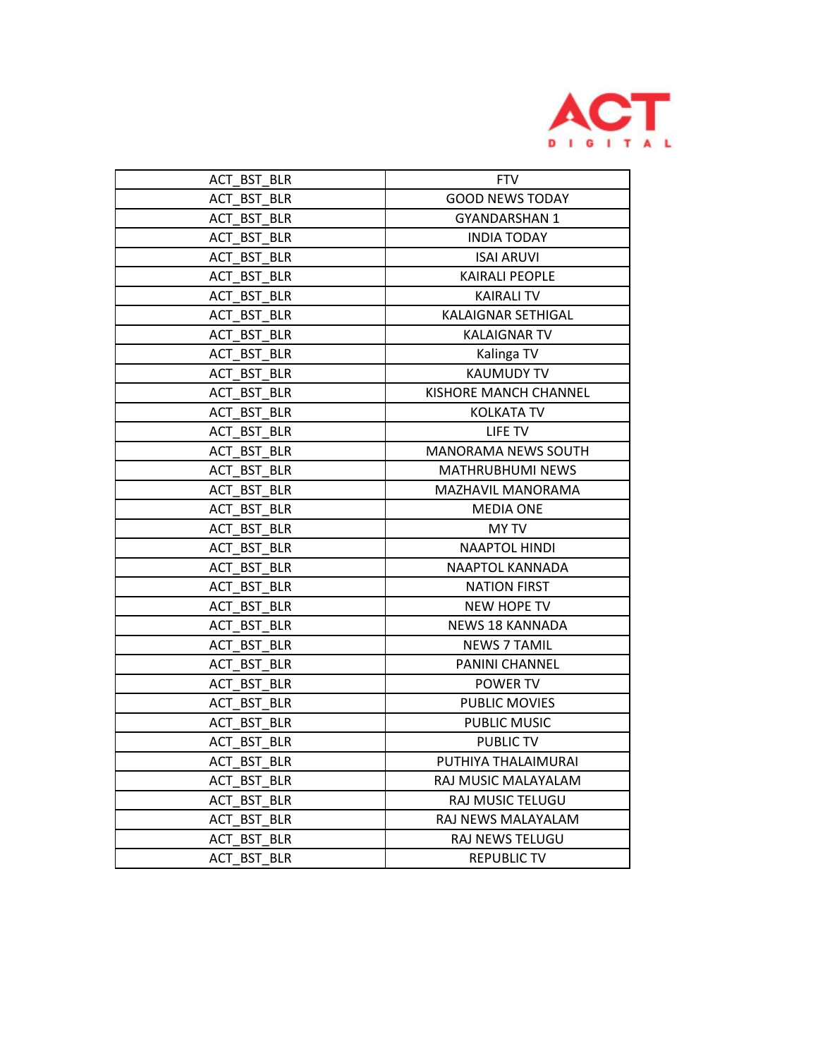ACT DIGITAL

| ACT_BST_BLR | FTV |
|---|---|
| ACT_BST_BLR | GOOD NEWS TODAY |
| ACT_BST_BLR | GYANDARSHAN 1 |
| ACT_BST_BLR | INDIA TODAY |
| ACT_BST_BLR | ISAI ARUVI |
| ACT_BST_BLR | KAIRALI PEOPLE |
| ACT_BST_BLR | KAIRALI TV |
| ACT_BST_BLR | KALAIGNAR SETHIGAL |
| ACT_BST_BLR | KALAIGNAR TV |
| ACT_BST_BLR | Kalinga TV |
| ACT_BST_BLR | KAUMUDY TV |
| ACT_BST_BLR | KISHORE MANCH CHANNEL |
| ACT_BST_BLR | KOLKATA TV |
| ACT_BST_BLR | LIFE TV |
| ACT_BST_BLR | MANORAMA NEWS SOUTH |
| ACT_BST_BLR | MATHRUBHUMI NEWS |
| ACT_BST_BLR | MAZHAVIL MANORAMA |
| ACT_BST_BLR | MEDIA ONE |
| ACT_BST_BLR | MY TV |
| ACT_BST_BLR | NAAPTOL HINDI |
| ACT_BST_BLR | NAAPTOL KANNADA |
| ACT_BST_BLR | NATION FIRST |
| ACT_BST_BLR | NEW HOPE TV |
| ACT_BST_BLR | NEWS 18 KANNADA |
| ACT_BST_BLR | NEWS 7 TAMIL |
| ACT_BST_BLR | PANINI CHANNEL |
| ACT_BST_BLR | POWER TV |
| ACT_BST_BLR | PUBLIC MOVIES |
| ACT_BST_BLR | PUBLIC MUSIC |
| ACT_BST_BLR | PUBLIC TV |
| ACT_BST_BLR | PUTHIYA THALAIMURAI |
| ACT_BST_BLR | RAJ MUSIC MALAYALAM |
| ACT_BST_BLR | RAJ MUSIC TELUGU |
| ACT_BST_BLR | RAJ NEWS MALAYALAM |
| ACT_BST_BLR | RAJ NEWS TELUGU |
| ACT_BST_BLR | REPUBLIC TV |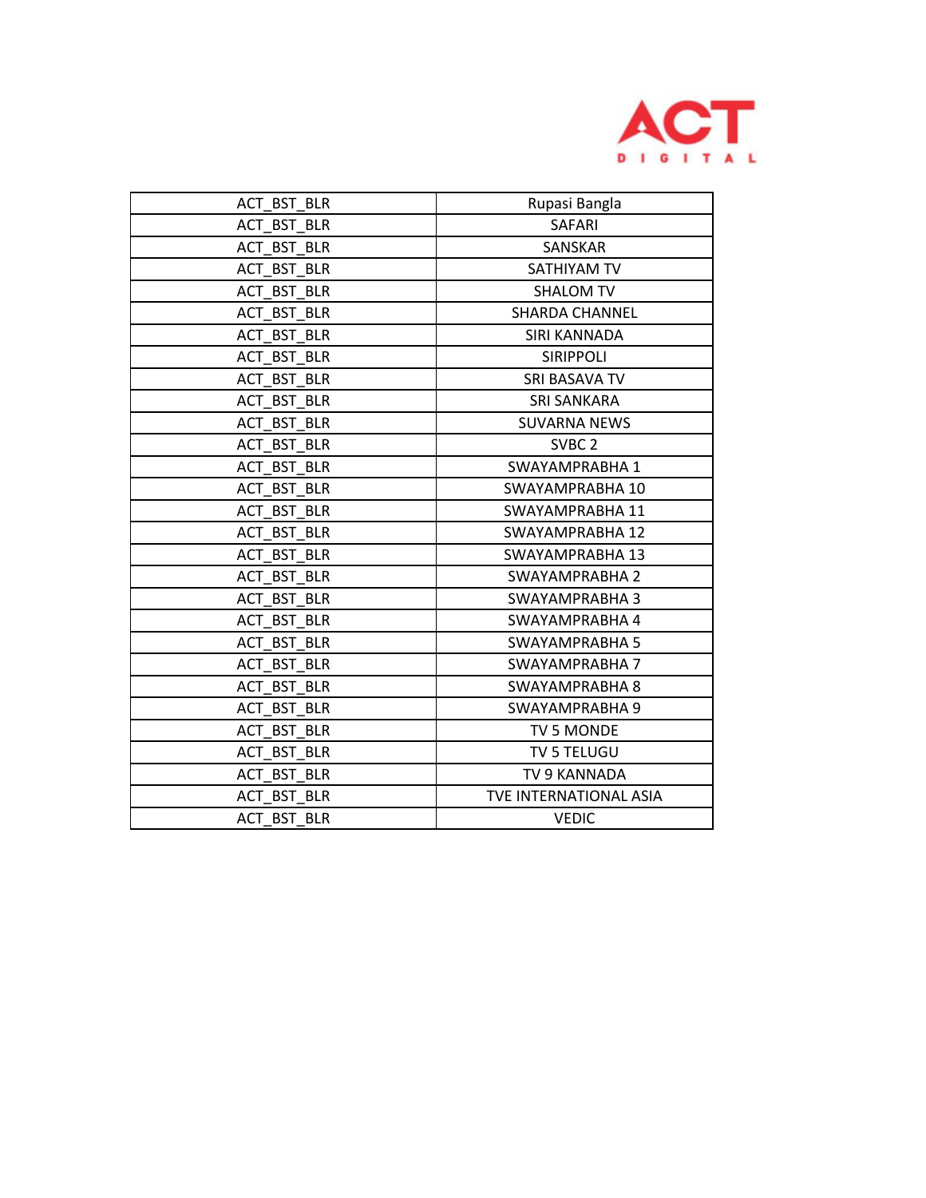| | |
|---|---|
| ACT_BST_BLR | Rupasi Bangla |
| ACT_BST_BLR | SAFARI |
| ACT_BST_BLR | SANSKAR |
| ACT_BST_BLR | SATHIYAM TV |
| ACT_BST_BLR | SHALOM TV |
| ACT_BST_BLR | SHARDA CHANNEL |
| ACT_BST_BLR | SIRI KANNADA |
| ACT_BST_BLR | SIRIPPOLI |
| ACT_BST_BLR | SRI BASAVA TV |
| ACT_BST_BLR | SRI SANKARA |
| ACT_BST_BLR | SUVARNA NEWS |
| ACT_BST_BLR | SVBC 2 |
| ACT_BST_BLR | SWAYAMPRABHA 1 |
| ACT_BST_BLR | SWAYAMPRABHA 10 |
| ACT_BST_BLR | SWAYAMPRABHA 11 |
| ACT_BST_BLR | SWAYAMPRABHA 12 |
| ACT_BST_BLR | SWAYAMPRABHA 13 |
| ACT_BST_BLR | SWAYAMPRABHA 2 |
| ACT_BST_BLR | SWAYAMPRABHA 3 |
| ACT_BST_BLR | SWAYAMPRABHA 4 |
| ACT_BST_BLR | SWAYAMPRABHA 5 |
| ACT_BST_BLR | SWAYAMPRABHA 7 |
| ACT_BST_BLR | SWAYAMPRABHA 8 |
| ACT_BST_BLR | SWAYAMPRABHA 9 |
| ACT_BST_BLR | TV 5 MONDE |
| ACT_BST_BLR | TV 5 TELUGU |
| ACT_BST_BLR | TV 9 KANNADA |
| ACT_BST_BLR | TVE INTERNATIONAL ASIA |
| ACT_BST_BLR | VEDIC |